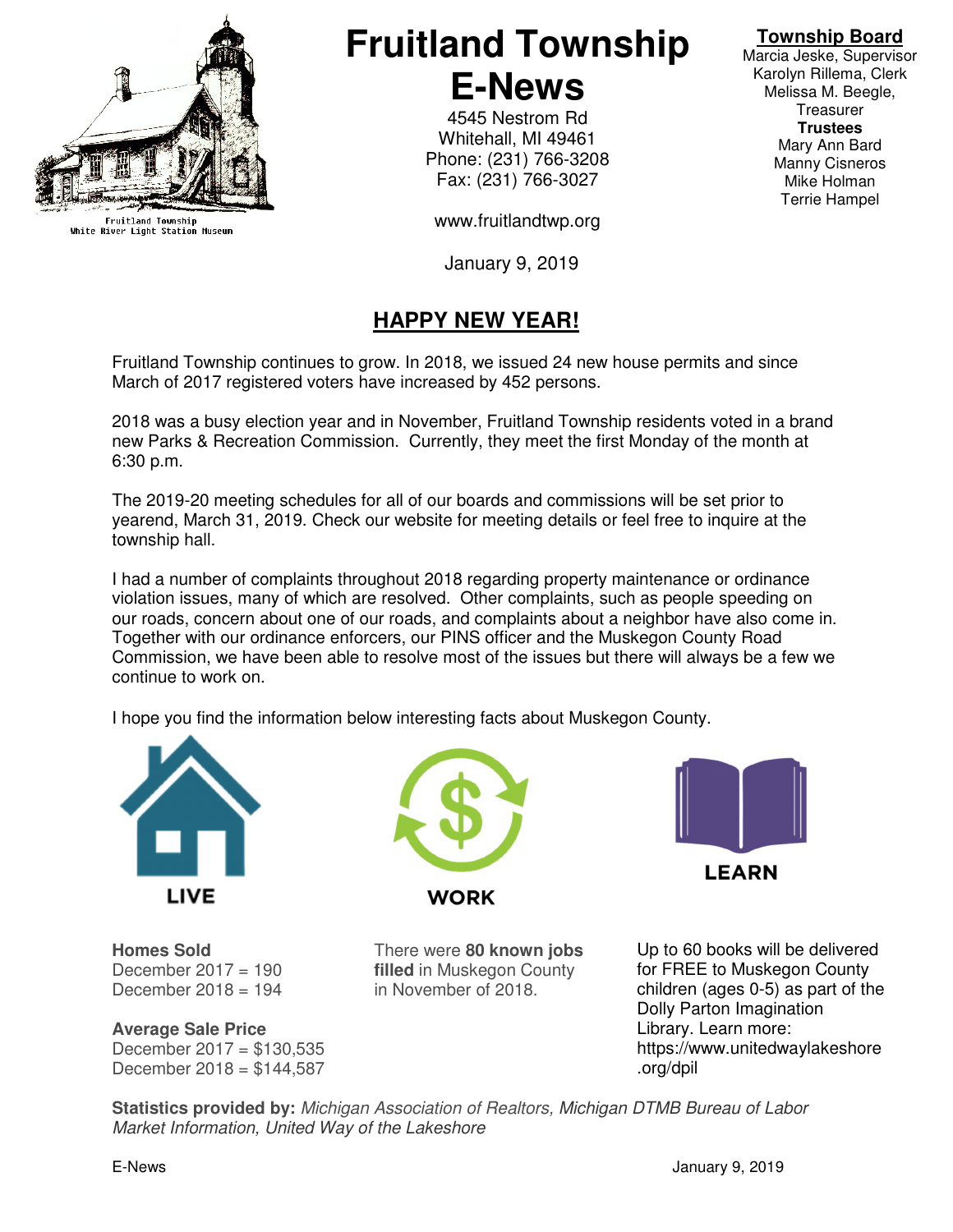Fruitland Township
White River Light Station Museum

# Fruitland Township E-News

4545 Nestrom Rd
Whitehall, MI 49461
Phone: (231) 766-3208
Fax: (231) 766-3027

www.fruitlandtwp.org

January 9, 2019

**Township Board**
Marcia Jeske, Supervisor
Karolyn Rillema, Clerk
Melissa M. Beegle, Treasurer
**Trustees**
Mary Ann Bard
Manny Cisneros
Mike Holman
Terrie Hampel

## HAPPY NEW YEAR!

Fruitland Township continues to grow. In 2018, we issued 24 new house permits and since March of 2017 registered voters have increased by 452 persons.

2018 was a busy election year and in November, Fruitland Township residents voted in a brand new Parks & Recreation Commission. Currently, they meet the first Monday of the month at 6:30 p.m.

The 2019-20 meeting schedules for all of our boards and commissions will be set prior to yearend, March 31, 2019. Check our website for meeting details or feel free to inquire at the township hall.

I had a number of complaints throughout 2018 regarding property maintenance or ordinance violation issues, many of which are resolved. Other complaints, such as people speeding on our roads, concern about one of our roads, and complaints about a neighbor have also come in. Together with our ordinance enforcers, our PINS officer and the Muskegon County Road Commission, we have been able to resolve most of the issues but there will always be a few we continue to work on.

I hope you find the information below interesting facts about Muskegon County.

**LIVE**

**Homes Sold**
December 2017 = 190
December 2018 = 194

**Average Sale Price**
December 2017 = $130,535
December 2018 = $144,587

**WORK**

There were **80 known jobs filled** in Muskegon County in November of 2018.

**LEARN**

Up to 60 books will be delivered for FREE to Muskegon County children (ages 0-5) as part of the Dolly Parton Imagination Library. Learn more: https://www.unitedwaylakeshore.org/dpil

**Statistics provided by:** *Michigan Association of Realtors, Michigan DTMB Bureau of Labor Market Information, United Way of the Lakeshore*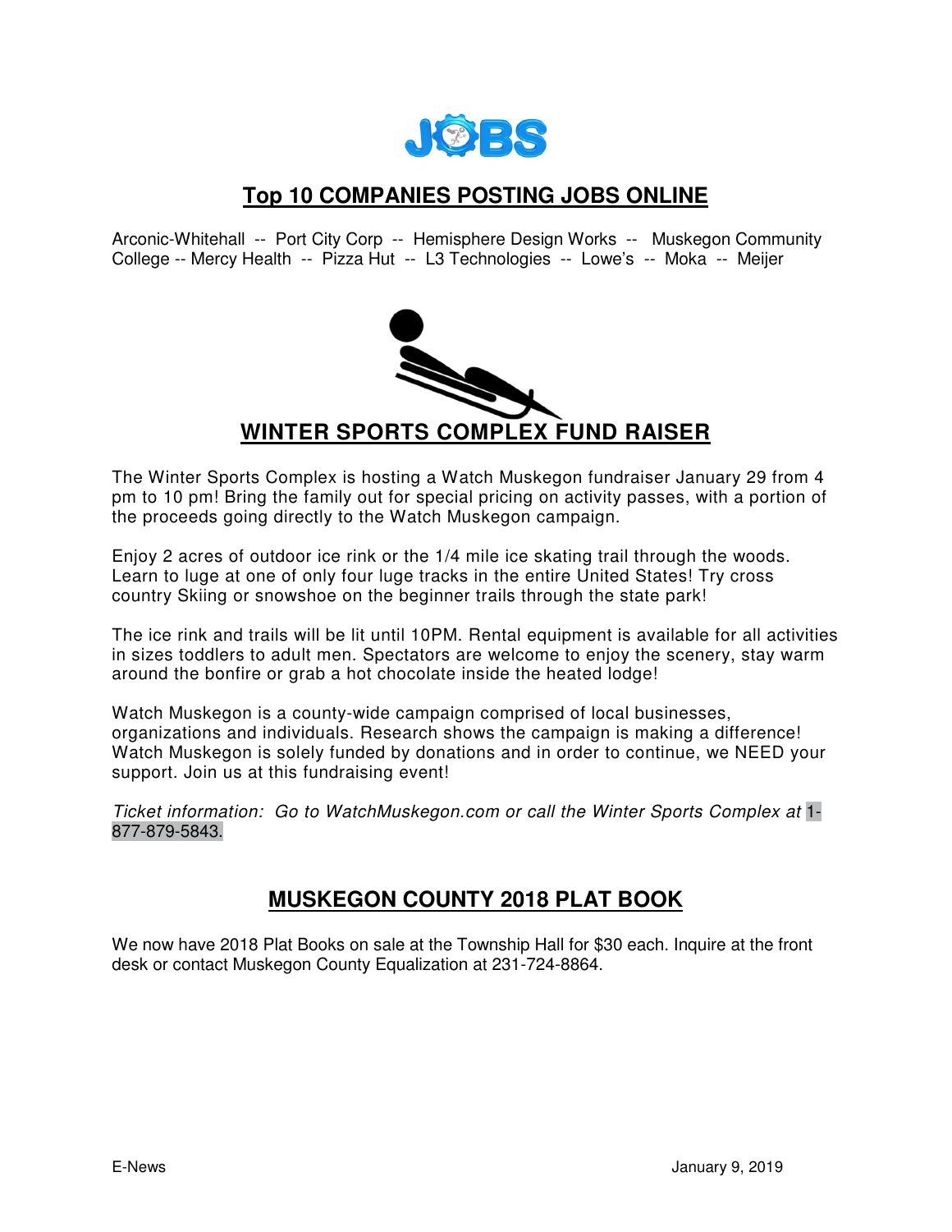## Top 10 COMPANIES POSTING JOBS ONLINE

Arconic-Whitehall -- Port City Corp -- Hemisphere Design Works -- Muskegon Community College -- Mercy Health -- Pizza Hut -- L3 Technologies -- Lowe's -- Moka -- Meijer

## WINTER SPORTS COMPLEX FUND RAISER

The Winter Sports Complex is hosting a Watch Muskegon fundraiser January 29 from 4 pm to 10 pm! Bring the family out for special pricing on activity passes, with a portion of the proceeds going directly to the Watch Muskegon campaign.

Enjoy 2 acres of outdoor ice rink or the 1/4 mile ice skating trail through the woods. Learn to luge at one of only four luge tracks in the entire United States! Try cross country Skiing or snowshoe on the beginner trails through the state park!

The ice rink and trails will be lit until 10PM. Rental equipment is available for all activities in sizes toddlers to adult men. Spectators are welcome to enjoy the scenery, stay warm around the bonfire or grab a hot chocolate inside the heated lodge!

Watch Muskegon is a county-wide campaign comprised of local businesses, organizations and individuals. Research shows the campaign is making a difference! Watch Muskegon is solely funded by donations and in order to continue, we NEED your support. Join us at this fundraising event!

*Ticket information: Go to WatchMuskegon.com or call the Winter Sports Complex at* 1-877-879-5843.

## MUSKEGON COUNTY 2018 PLAT BOOK

We now have 2018 Plat Books on sale at the Township Hall for $30 each. Inquire at the front desk or contact Muskegon County Equalization at 231-724-8864.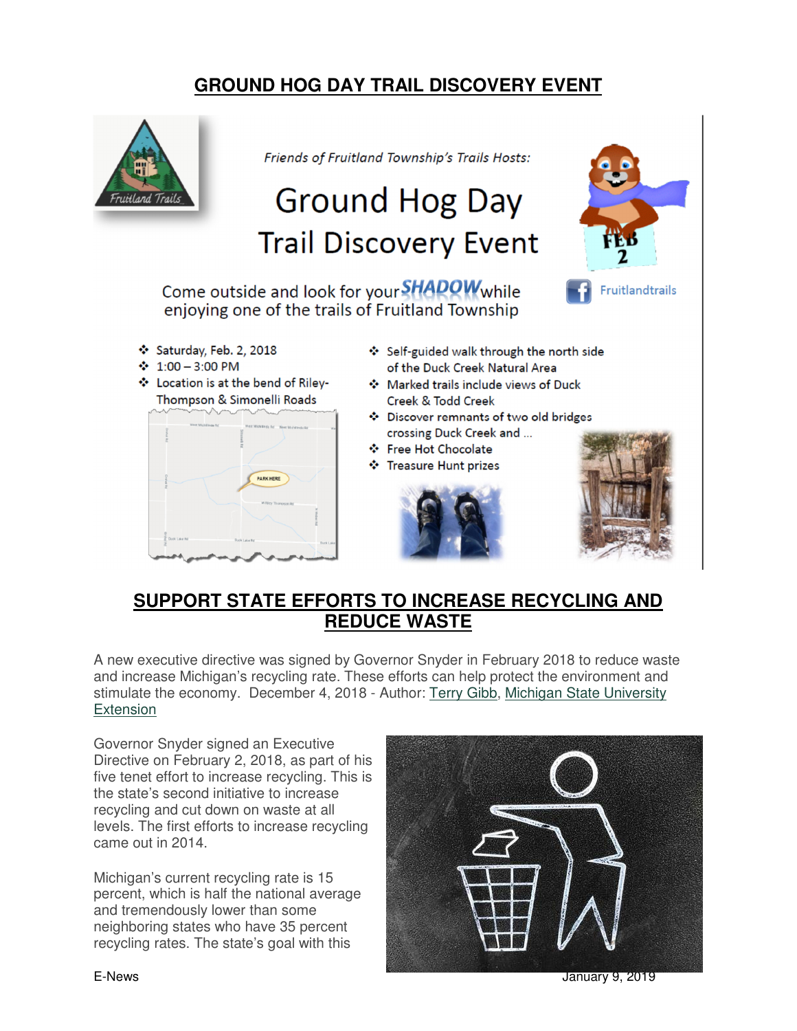## GROUND HOG DAY TRAIL DISCOVERY EVENT

*Friends of Fruitland Township's Trails Hosts:*

# Ground Hog Day Trail Discovery Event

Come outside and look for your SHADOW while enjoying one of the trails of Fruitland Township

Fruitlandtrails

- Saturday, Feb. 2, 2018
- 1:00 – 3:00 PM
- Location is at the bend of Riley-Thompson & Simonelli Roads
- Self-guided walk through the north side of the Duck Creek Natural Area
- Marked trails include views of Duck Creek & Todd Creek
- Discover remnants of two old bridges crossing Duck Creek and ...
- Free Hot Chocolate
- Treasure Hunt prizes

## SUPPORT STATE EFFORTS TO INCREASE RECYCLING AND REDUCE WASTE

A new executive directive was signed by Governor Snyder in February 2018 to reduce waste and increase Michigan's recycling rate. These efforts can help protect the environment and stimulate the economy. December 4, 2018 - Author: Terry Gibb, Michigan State University Extension

Governor Snyder signed an Executive Directive on February 2, 2018, as part of his five tenet effort to increase recycling. This is the state's second initiative to increase recycling and cut down on waste at all levels. The first efforts to increase recycling came out in 2014.

Michigan's current recycling rate is 15 percent, which is half the national average and tremendously lower than some neighboring states who have 35 percent recycling rates. The state's goal with this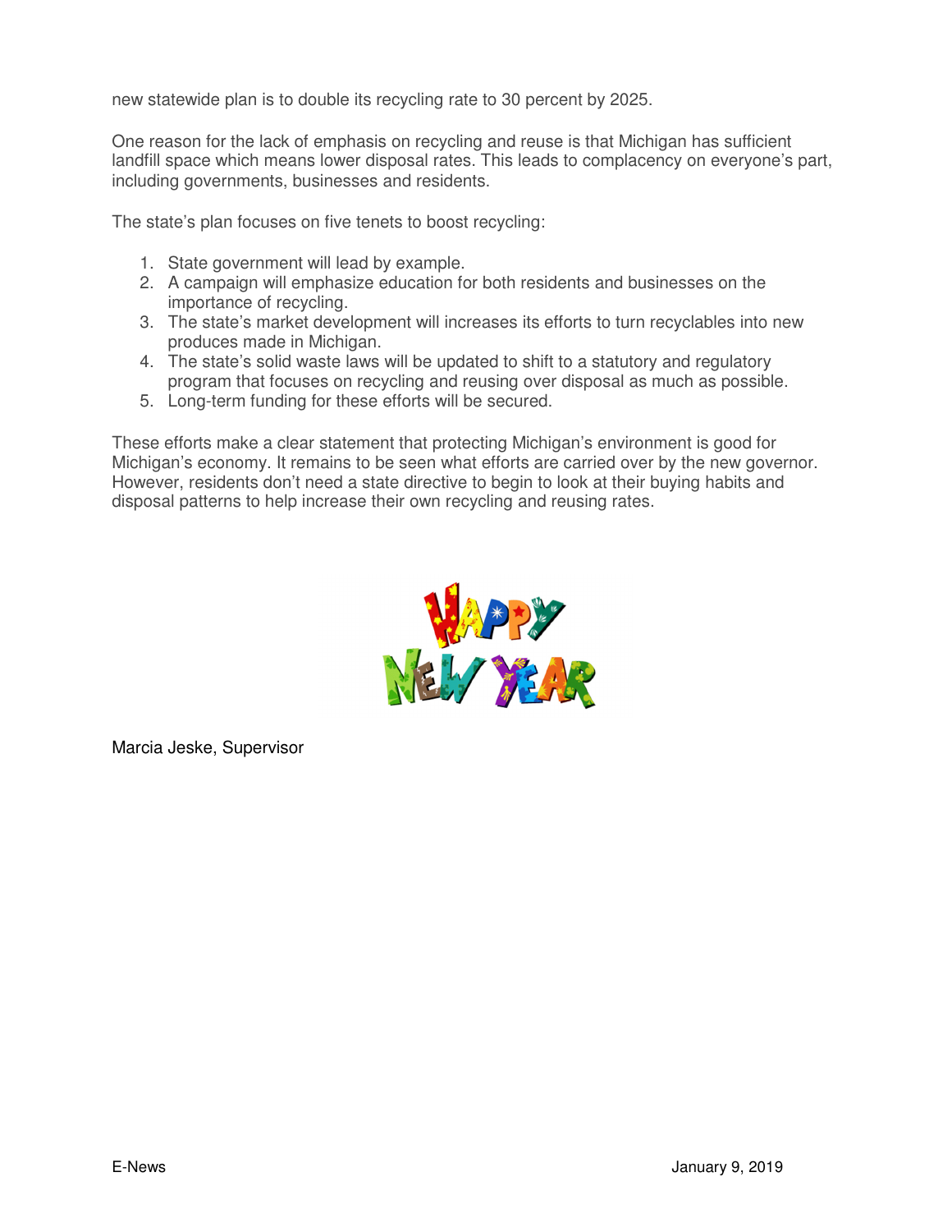new statewide plan is to double its recycling rate to 30 percent by 2025.

One reason for the lack of emphasis on recycling and reuse is that Michigan has sufficient landfill space which means lower disposal rates. This leads to complacency on everyone's part, including governments, businesses and residents.

The state's plan focuses on five tenets to boost recycling:

1. State government will lead by example.
2. A campaign will emphasize education for both residents and businesses on the importance of recycling.
3. The state's market development will increases its efforts to turn recyclables into new produces made in Michigan.
4. The state's solid waste laws will be updated to shift to a statutory and regulatory program that focuses on recycling and reusing over disposal as much as possible.
5. Long-term funding for these efforts will be secured.

These efforts make a clear statement that protecting Michigan's environment is good for Michigan's economy. It remains to be seen what efforts are carried over by the new governor. However, residents don't need a state directive to begin to look at their buying habits and disposal patterns to help increase their own recycling and reusing rates.

HAPPY NEW YEAR

Marcia Jeske, Supervisor